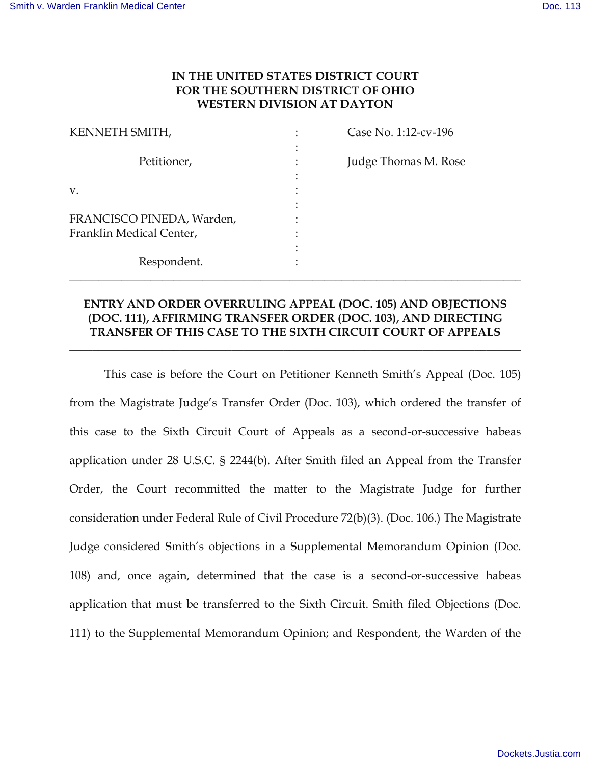**IN THE UNITED STATES DISTRICT COURT**
**FOR THE SOUTHERN DISTRICT OF OHIO**
**WESTERN DIVISION AT DAYTON**

| | | |
|---|---|---|
| KENNETH SMITH, | : | Case No. 1:12-cv-196 |
| Petitioner, | : | Judge Thomas M. Rose |
| v. | : | |
| FRANCISCO PINEDA, Warden, Franklin Medical Center, | : | |
| Respondent. | : | |

---

**ENTRY AND ORDER OVERRULING APPEAL (DOC. 105) AND OBJECTIONS (DOC. 111), AFFIRMING TRANSFER ORDER (DOC. 103), AND DIRECTING TRANSFER OF THIS CASE TO THE SIXTH CIRCUIT COURT OF APPEALS**

---

This case is before the Court on Petitioner Kenneth Smith's Appeal (Doc. 105) from the Magistrate Judge's Transfer Order (Doc. 103), which ordered the transfer of this case to the Sixth Circuit Court of Appeals as a second-or-successive habeas application under 28 U.S.C. § 2244(b). After Smith filed an Appeal from the Transfer Order, the Court recommitted the matter to the Magistrate Judge for further consideration under Federal Rule of Civil Procedure 72(b)(3). (Doc. 106.) The Magistrate Judge considered Smith's objections in a Supplemental Memorandum Opinion (Doc. 108) and, once again, determined that the case is a second-or-successive habeas application that must be transferred to the Sixth Circuit. Smith filed Objections (Doc. 111) to the Supplemental Memorandum Opinion; and Respondent, the Warden of the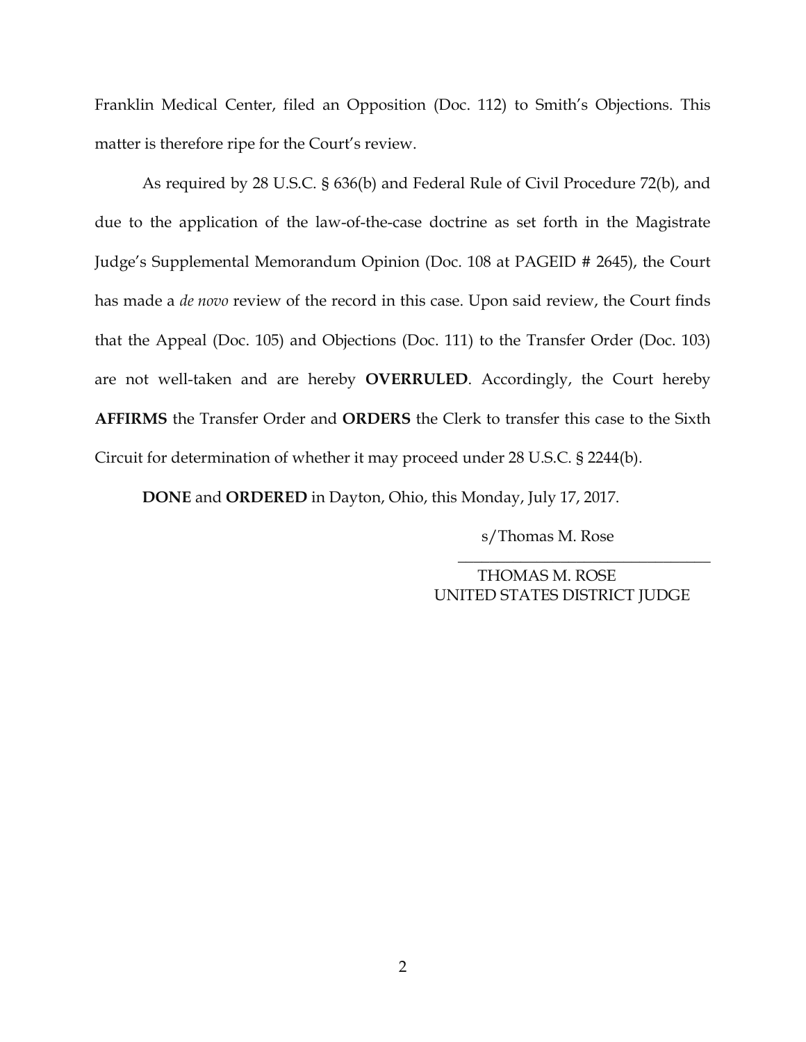Franklin Medical Center, filed an Opposition (Doc. 112) to Smith's Objections. This matter is therefore ripe for the Court's review.

As required by 28 U.S.C. § 636(b) and Federal Rule of Civil Procedure 72(b), and due to the application of the law-of-the-case doctrine as set forth in the Magistrate Judge's Supplemental Memorandum Opinion (Doc. 108 at PAGEID # 2645), the Court has made a *de novo* review of the record in this case. Upon said review, the Court finds that the Appeal (Doc. 105) and Objections (Doc. 111) to the Transfer Order (Doc. 103) are not well-taken and are hereby **OVERRULED**. Accordingly, the Court hereby **AFFIRMS** the Transfer Order and **ORDERS** the Clerk to transfer this case to the Sixth Circuit for determination of whether it may proceed under 28 U.S.C. § 2244(b).

**DONE** and **ORDERED** in Dayton, Ohio, this Monday, July 17, 2017.

s/Thomas M. Rose

\_\_\_\_\_\_\_\_\_\_\_\_\_\_\_\_\_\_\_\_\_\_\_\_\_\_\_\_\_\_\_\_

THOMAS M. ROSE
UNITED STATES DISTRICT JUDGE